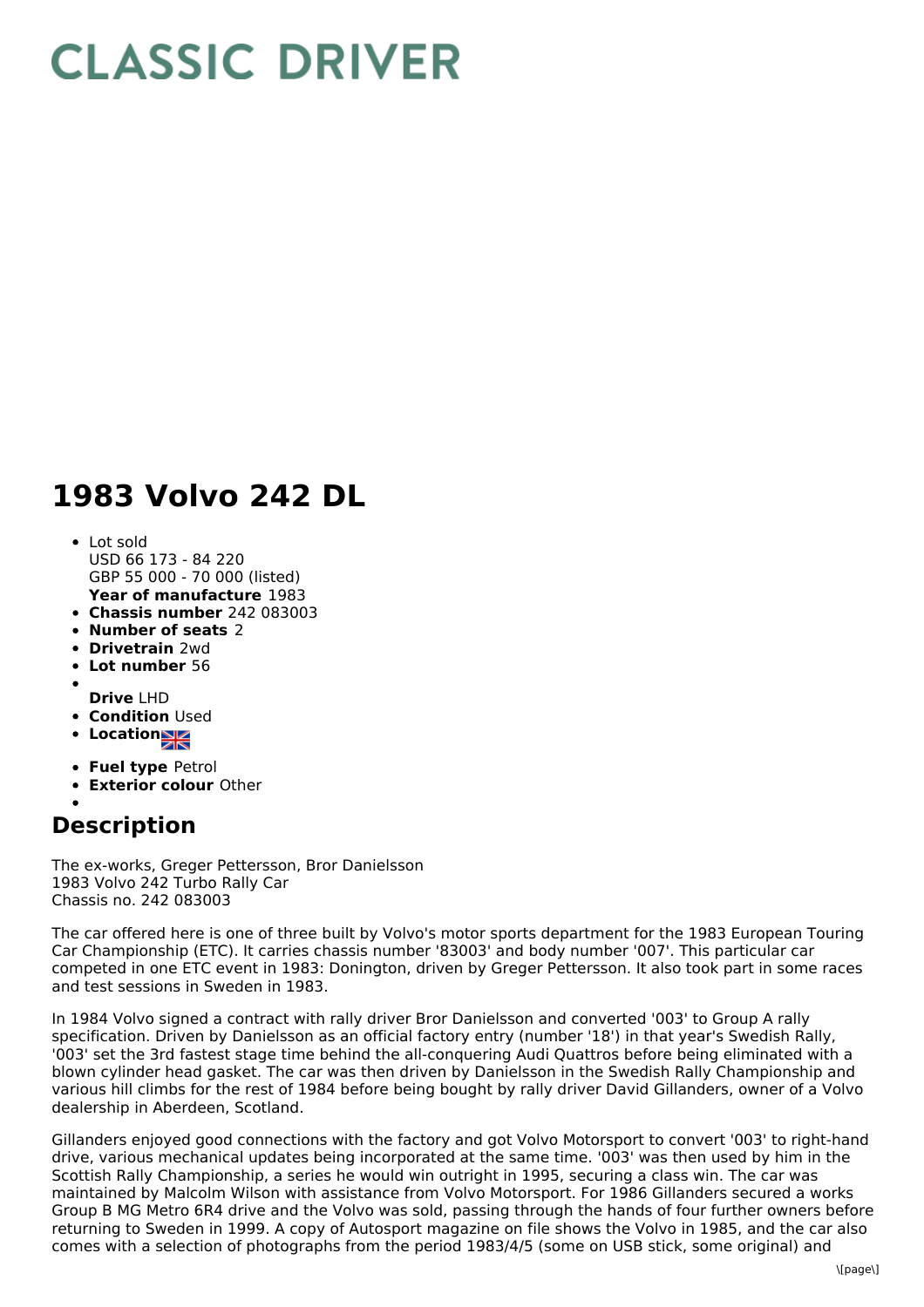# CLASSIC DRIVER

# 1983 Volvo 242 DL

- Lot sold
  USD 66 173 - 84 220
  GBP 55 000 - 70 000 (listed)
  **Year of manufacture** 1983
- **Chassis number** 242 083003
- **Number of seats** 2
- **Drivetrain** 2wd
- **Lot number** 56
- **Drive** LHD
- **Condition** Used
- **Location**
- **Fuel type** Petrol
- **Exterior colour** Other

## Description

The ex-works, Greger Pettersson, Bror Danielsson
1983 Volvo 242 Turbo Rally Car
Chassis no. 242 083003

The car offered here is one of three built by Volvo's motor sports department for the 1983 European Touring Car Championship (ETC). It carries chassis number '83003' and body number '007'. This particular car competed in one ETC event in 1983: Donington, driven by Greger Pettersson. It also took part in some races and test sessions in Sweden in 1983.

In 1984 Volvo signed a contract with rally driver Bror Danielsson and converted '003' to Group A rally specification. Driven by Danielsson as an official factory entry (number '18') in that year's Swedish Rally, '003' set the 3rd fastest stage time behind the all-conquering Audi Quattros before being eliminated with a blown cylinder head gasket. The car was then driven by Danielsson in the Swedish Rally Championship and various hill climbs for the rest of 1984 before being bought by rally driver David Gillanders, owner of a Volvo dealership in Aberdeen, Scotland.

Gillanders enjoyed good connections with the factory and got Volvo Motorsport to convert '003' to right-hand drive, various mechanical updates being incorporated at the same time. '003' was then used by him in the Scottish Rally Championship, a series he would win outright in 1995, securing a class win. The car was maintained by Malcolm Wilson with assistance from Volvo Motorsport. For 1986 Gillanders secured a works Group B MG Metro 6R4 drive and the Volvo was sold, passing through the hands of four further owners before returning to Sweden in 1999. A copy of Autosport magazine on file shows the Volvo in 1985, and the car also comes with a selection of photographs from the period 1983/4/5 (some on USB stick, some original) and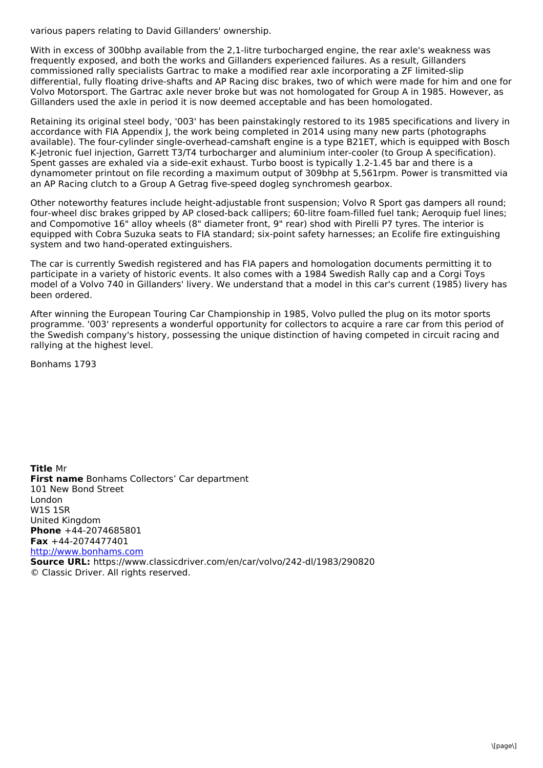various papers relating to David Gillanders' ownership.

With in excess of 300bhp available from the 2,1-litre turbocharged engine, the rear axle's weakness was frequently exposed, and both the works and Gillanders experienced failures. As a result, Gillanders commissioned rally specialists Gartrac to make a modified rear axle incorporating a ZF limited-slip differential, fully floating drive-shafts and AP Racing disc brakes, two of which were made for him and one for Volvo Motorsport. The Gartrac axle never broke but was not homologated for Group A in 1985. However, as Gillanders used the axle in period it is now deemed acceptable and has been homologated.

Retaining its original steel body, '003' has been painstakingly restored to its 1985 specifications and livery in accordance with FIA Appendix J, the work being completed in 2014 using many new parts (photographs available). The four-cylinder single-overhead-camshaft engine is a type B21ET, which is equipped with Bosch K-Jetronic fuel injection, Garrett T3/T4 turbocharger and aluminium inter-cooler (to Group A specification). Spent gasses are exhaled via a side-exit exhaust. Turbo boost is typically 1.2-1.45 bar and there is a dynamometer printout on file recording a maximum output of 309bhp at 5,561rpm. Power is transmitted via an AP Racing clutch to a Group A Getrag five-speed dogleg synchromesh gearbox.

Other noteworthy features include height-adjustable front suspension; Volvo R Sport gas dampers all round; four-wheel disc brakes gripped by AP closed-back callipers; 60-litre foam-filled fuel tank; Aeroquip fuel lines; and Compomotive 16" alloy wheels (8" diameter front, 9" rear) shod with Pirelli P7 tyres. The interior is equipped with Cobra Suzuka seats to FIA standard; six-point safety harnesses; an Ecolife fire extinguishing system and two hand-operated extinguishers.

The car is currently Swedish registered and has FIA papers and homologation documents permitting it to participate in a variety of historic events. It also comes with a 1984 Swedish Rally cap and a Corgi Toys model of a Volvo 740 in Gillanders' livery. We understand that a model in this car's current (1985) livery has been ordered.

After winning the European Touring Car Championship in 1985, Volvo pulled the plug on its motor sports programme. '003' represents a wonderful opportunity for collectors to acquire a rare car from this period of the Swedish company's history, possessing the unique distinction of having competed in circuit racing and rallying at the highest level.

Bonhams 1793

**Title** Mr
**First name** Bonhams Collectors' Car department
101 New Bond Street
London
W1S 1SR
United Kingdom
**Phone** +44-2074685801
**Fax** +44-2074477401
[http://www.bonhams.com](http://www.bonhams.com)
**Source URL:** https://www.classicdriver.com/en/car/volvo/242-dl/1983/290820
© Classic Driver. All rights reserved.